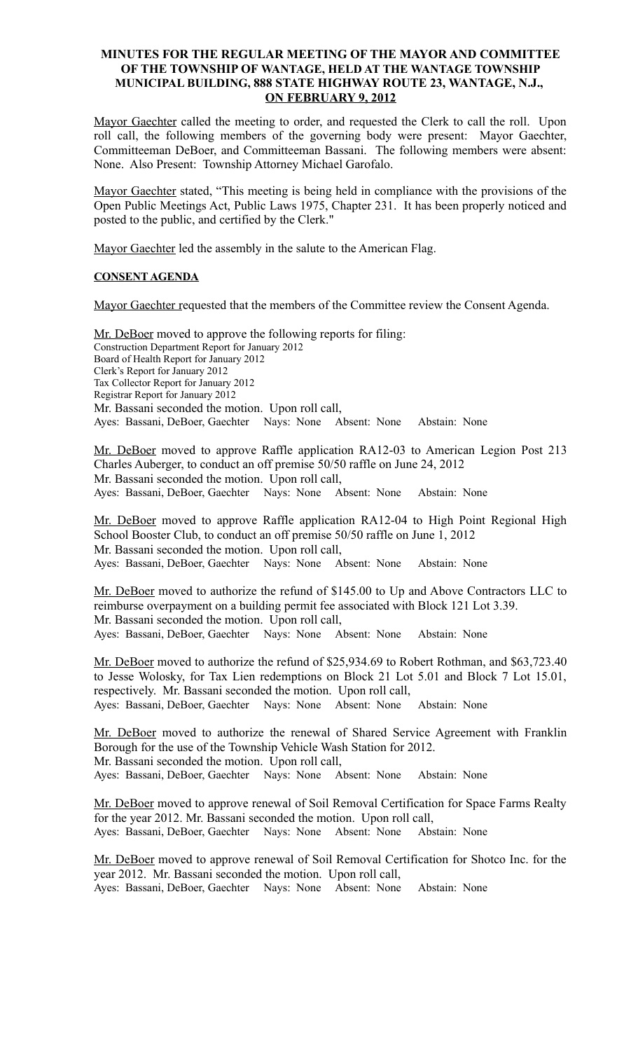# MINUTES FOR THE REGULAR MEETING OF THE MAYOR AND COMMITTEE OF THE TOWNSHIP OF WANTAGE, HELD AT THE WANTAGE TOWNSHIP MUNICIPAL BUILDING, 888 STATE HIGHWAY ROUTE 23, WANTAGE, N.J., ON FEBRUARY 9, 2012

Mayor Gaechter called the meeting to order, and requested the Clerk to call the roll. Upon roll call, the following members of the governing body were present: Mayor Gaechter, Committeeman DeBoer, and Committeeman Bassani. The following members were absent: None. Also Present: Township Attorney Michael Garofalo.

Mayor Gaechter stated, "This meeting is being held in compliance with the provisions of the Open Public Meetings Act, Public Laws 1975, Chapter 231. It has been properly noticed and posted to the public, and certified by the Clerk."

Mayor Gaechter led the assembly in the salute to the American Flag.

## CONSENT AGENDA

Mayor Gaechter requested that the members of the Committee review the Consent Agenda.

Mr. DeBoer moved to approve the following reports for filing:
Construction Department Report for January 2012
Board of Health Report for January 2012
Clerk's Report for January 2012
Tax Collector Report for January 2012
Registrar Report for January 2012
Mr. Bassani seconded the motion. Upon roll call,
Ayes: Bassani, DeBoer, Gaechter Nays: None Absent: None Abstain: None

Mr. DeBoer moved to approve Raffle application RA12-03 to American Legion Post 213 Charles Auberger, to conduct an off premise 50/50 raffle on June 24, 2012
Mr. Bassani seconded the motion. Upon roll call,
Ayes: Bassani, DeBoer, Gaechter Nays: None Absent: None Abstain: None

Mr. DeBoer moved to approve Raffle application RA12-04 to High Point Regional High School Booster Club, to conduct an off premise 50/50 raffle on June 1, 2012
Mr. Bassani seconded the motion. Upon roll call,
Ayes: Bassani, DeBoer, Gaechter Nays: None Absent: None Abstain: None

Mr. DeBoer moved to authorize the refund of $145.00 to Up and Above Contractors LLC to reimburse overpayment on a building permit fee associated with Block 121 Lot 3.39.
Mr. Bassani seconded the motion. Upon roll call,
Ayes: Bassani, DeBoer, Gaechter Nays: None Absent: None Abstain: None

Mr. DeBoer moved to authorize the refund of $25,934.69 to Robert Rothman, and $63,723.40 to Jesse Wolosky, for Tax Lien redemptions on Block 21 Lot 5.01 and Block 7 Lot 15.01, respectively. Mr. Bassani seconded the motion. Upon roll call,
Ayes: Bassani, DeBoer, Gaechter Nays: None Absent: None Abstain: None

Mr. DeBoer moved to authorize the renewal of Shared Service Agreement with Franklin Borough for the use of the Township Vehicle Wash Station for 2012.
Mr. Bassani seconded the motion. Upon roll call,
Ayes: Bassani, DeBoer, Gaechter Nays: None Absent: None Abstain: None

Mr. DeBoer moved to approve renewal of Soil Removal Certification for Space Farms Realty for the year 2012. Mr. Bassani seconded the motion. Upon roll call,
Ayes: Bassani, DeBoer, Gaechter Nays: None Absent: None Abstain: None

Mr. DeBoer moved to approve renewal of Soil Removal Certification for Shotco Inc. for the year 2012. Mr. Bassani seconded the motion. Upon roll call,
Ayes: Bassani, DeBoer, Gaechter Nays: None Absent: None Abstain: None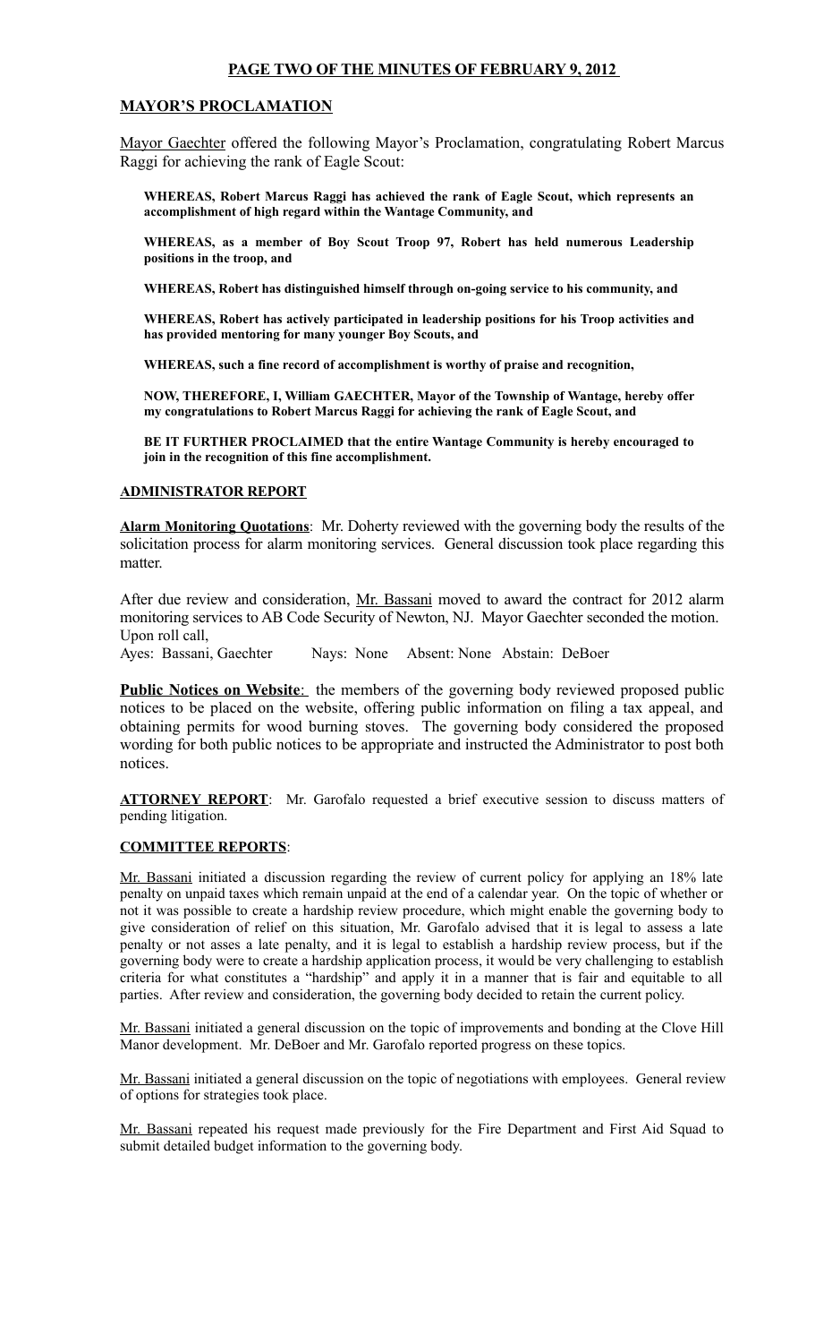## PAGE TWO OF THE MINUTES OF FEBRUARY 9, 2012

## MAYOR'S PROCLAMATION

Mayor Gaechter offered the following Mayor's Proclamation, congratulating Robert Marcus Raggi for achieving the rank of Eagle Scout:

> **WHEREAS, Robert Marcus Raggi has achieved the rank of Eagle Scout, which represents an accomplishment of high regard within the Wantage Community, and**
>
> **WHEREAS, as a member of Boy Scout Troop 97, Robert has held numerous Leadership positions in the troop, and**
>
> **WHEREAS, Robert has distinguished himself through on-going service to his community, and**
>
> **WHEREAS, Robert has actively participated in leadership positions for his Troop activities and has provided mentoring for many younger Boy Scouts, and**
>
> **WHEREAS, such a fine record of accomplishment is worthy of praise and recognition,**
>
> **NOW, THEREFORE, I, William GAECHTER, Mayor of the Township of Wantage, hereby offer my congratulations to Robert Marcus Raggi for achieving the rank of Eagle Scout, and**
>
> **BE IT FURTHER PROCLAIMED that the entire Wantage Community is hereby encouraged to join in the recognition of this fine accomplishment.**

## ADMINISTRATOR REPORT

**Alarm Monitoring Quotations**: Mr. Doherty reviewed with the governing body the results of the solicitation process for alarm monitoring services. General discussion took place regarding this matter.

After due review and consideration, Mr. Bassani moved to award the contract for 2012 alarm monitoring services to AB Code Security of Newton, NJ. Mayor Gaechter seconded the motion. Upon roll call,
Ayes: Bassani, Gaechter Nays: None Absent: None Abstain: DeBoer

**Public Notices on Website**: the members of the governing body reviewed proposed public notices to be placed on the website, offering public information on filing a tax appeal, and obtaining permits for wood burning stoves. The governing body considered the proposed wording for both public notices to be appropriate and instructed the Administrator to post both notices.

**ATTORNEY REPORT**: Mr. Garofalo requested a brief executive session to discuss matters of pending litigation.

## COMMITTEE REPORTS:

Mr. Bassani initiated a discussion regarding the review of current policy for applying an 18% late penalty on unpaid taxes which remain unpaid at the end of a calendar year. On the topic of whether or not it was possible to create a hardship review procedure, which might enable the governing body to give consideration of relief on this situation, Mr. Garofalo advised that it is legal to assess a late penalty or not asses a late penalty, and it is legal to establish a hardship review process, but if the governing body were to create a hardship application process, it would be very challenging to establish criteria for what constitutes a "hardship" and apply it in a manner that is fair and equitable to all parties. After review and consideration, the governing body decided to retain the current policy.

Mr. Bassani initiated a general discussion on the topic of improvements and bonding at the Clove Hill Manor development. Mr. DeBoer and Mr. Garofalo reported progress on these topics.

Mr. Bassani initiated a general discussion on the topic of negotiations with employees. General review of options for strategies took place.

Mr. Bassani repeated his request made previously for the Fire Department and First Aid Squad to submit detailed budget information to the governing body.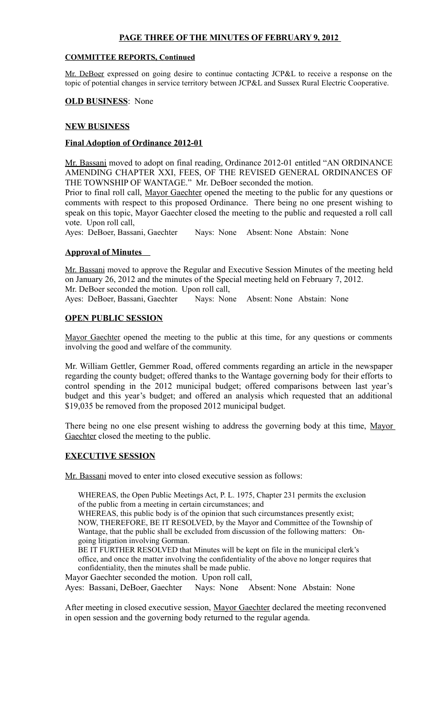**PAGE THREE OF THE MINUTES OF FEBRUARY 9, 2012**

**COMMITTEE REPORTS, Continued**

Mr. DeBoer expressed on going desire to continue contacting JCP&L to receive a response on the topic of potential changes in service territory between JCP&L and Sussex Rural Electric Cooperative.

**OLD BUSINESS**: None

**NEW BUSINESS**

**Final Adoption of Ordinance 2012-01**

Mr. Bassani moved to adopt on final reading, Ordinance 2012-01 entitled "AN ORDINANCE AMENDING CHAPTER XXI, FEES, OF THE REVISED GENERAL ORDINANCES OF THE TOWNSHIP OF WANTAGE." Mr. DeBoer seconded the motion.
Prior to final roll call, Mayor Gaechter opened the meeting to the public for any questions or comments with respect to this proposed Ordinance. There being no one present wishing to speak on this topic, Mayor Gaechter closed the meeting to the public and requested a roll call vote. Upon roll call,
Ayes: DeBoer, Bassani, Gaechter Nays: None Absent: None Abstain: None

**Approval of Minutes**

Mr. Bassani moved to approve the Regular and Executive Session Minutes of the meeting held on January 26, 2012 and the minutes of the Special meeting held on February 7, 2012.
Mr. DeBoer seconded the motion. Upon roll call,
Ayes: DeBoer, Bassani, Gaechter Nays: None Absent: None Abstain: None

**OPEN PUBLIC SESSION**

Mayor Gaechter opened the meeting to the public at this time, for any questions or comments involving the good and welfare of the community.

Mr. William Gettler, Gemmer Road, offered comments regarding an article in the newspaper regarding the county budget; offered thanks to the Wantage governing body for their efforts to control spending in the 2012 municipal budget; offered comparisons between last year's budget and this year's budget; and offered an analysis which requested that an additional $19,035 be removed from the proposed 2012 municipal budget.

There being no one else present wishing to address the governing body at this time, Mayor Gaechter closed the meeting to the public.

**EXECUTIVE SESSION**

Mr. Bassani moved to enter into closed executive session as follows:

> WHEREAS, the Open Public Meetings Act, P. L. 1975, Chapter 231 permits the exclusion of the public from a meeting in certain circumstances; and
> WHEREAS, this public body is of the opinion that such circumstances presently exist;
> NOW, THEREFORE, BE IT RESOLVED, by the Mayor and Committee of the Township of Wantage, that the public shall be excluded from discussion of the following matters: On-going litigation involving Gorman.
> BE IT FURTHER RESOLVED that Minutes will be kept on file in the municipal clerk's office, and once the matter involving the confidentiality of the above no longer requires that confidentiality, then the minutes shall be made public.

Mayor Gaechter seconded the motion. Upon roll call,
Ayes: Bassani, DeBoer, Gaechter Nays: None Absent: None Abstain: None

After meeting in closed executive session, Mayor Gaechter declared the meeting reconvened in open session and the governing body returned to the regular agenda.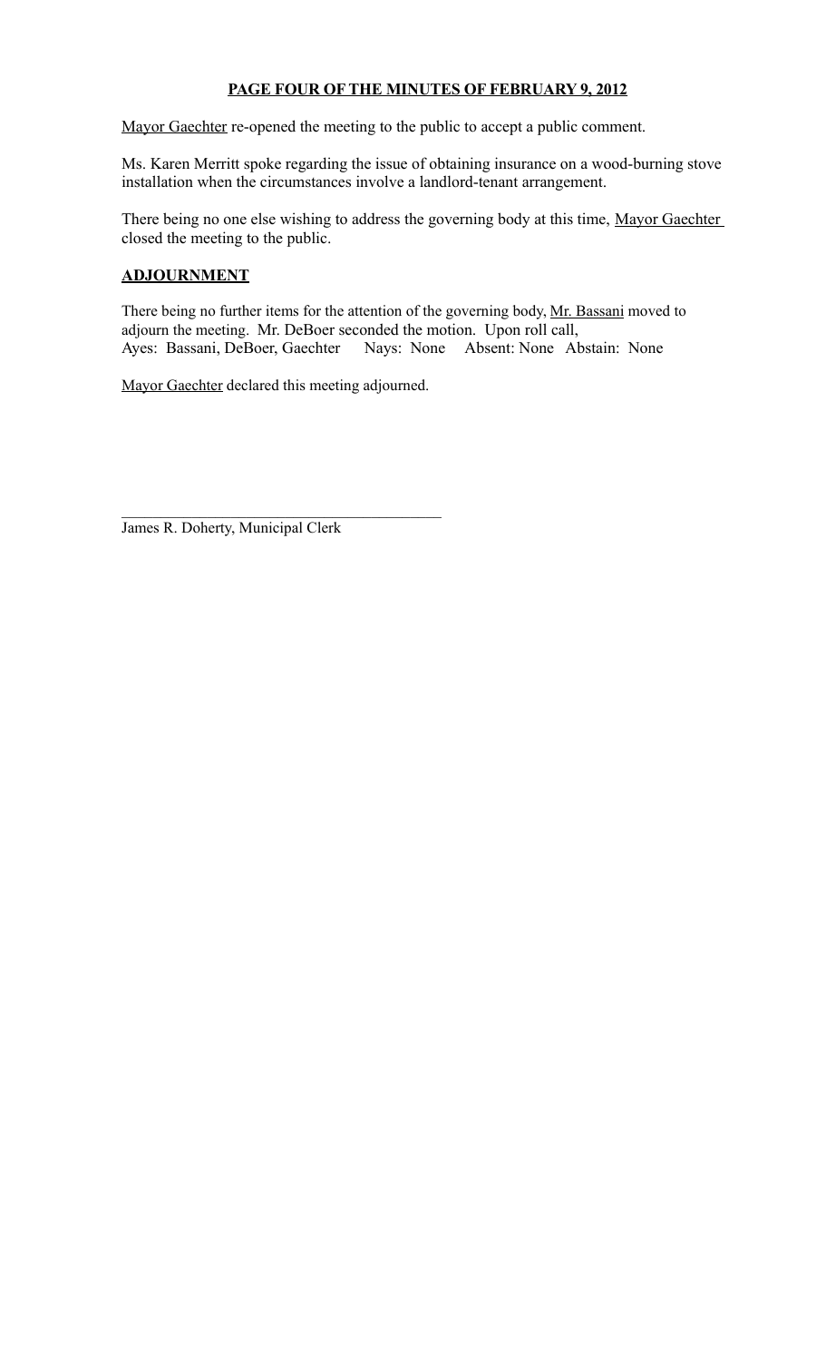**PAGE FOUR OF THE MINUTES OF FEBRUARY 9, 2012**

Mayor Gaechter re-opened the meeting to the public to accept a public comment.

Ms. Karen Merritt spoke regarding the issue of obtaining insurance on a wood-burning stove installation when the circumstances involve a landlord-tenant arrangement.

There being no one else wishing to address the governing body at this time, Mayor Gaechter closed the meeting to the public.

**ADJOURNMENT**

There being no further items for the attention of the governing body, Mr. Bassani moved to adjourn the meeting. Mr. DeBoer seconded the motion. Upon roll call,
Ayes: Bassani, DeBoer, Gaechter Nays: None Absent: None Abstain: None

Mayor Gaechter declared this meeting adjourned.

\_\_\_\_\_\_\_\_\_\_\_\_\_\_\_\_\_\_\_\_\_\_\_\_\_\_\_\_\_\_\_\_\_\_\_\_\_\_
James R. Doherty, Municipal Clerk